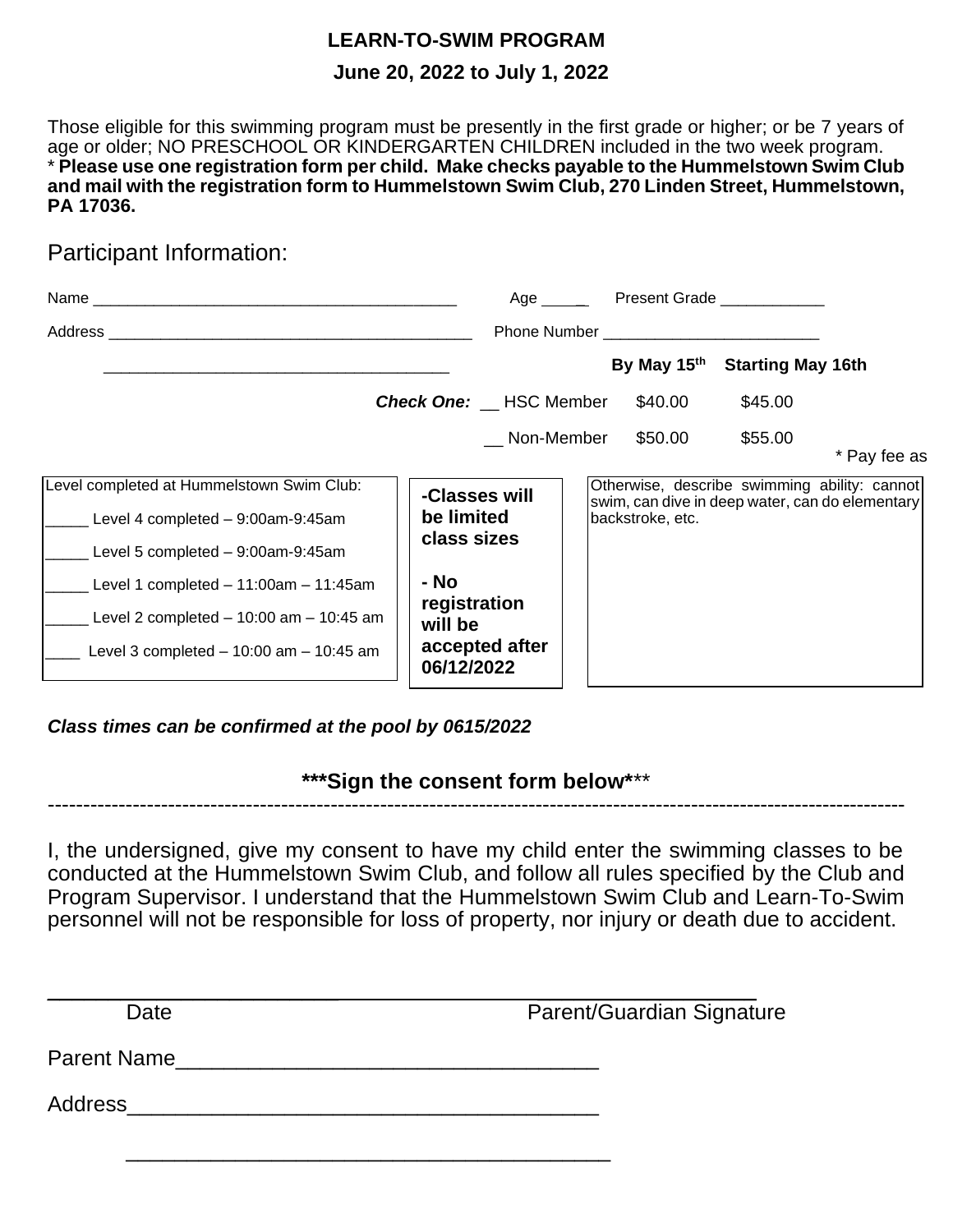# LEARN-TO-SWIM PROGRAM

## June 20, 2022 to July 1, 2022

Those eligible for this swimming program must be presently in the first grade or higher; or be 7 years of age or older; NO PRESCHOOL OR KINDERGARTEN CHILDREN included in the two week program.
* **Please use one registration form per child. Make checks payable to the Hummelstown Swim Club and mail with the registration form to Hummelstown Swim Club, 270 Linden Street, Hummelstown, PA 17036.**

Participant Information:

Name ________________________________________ Age _____ Present Grade ____________

Address ________________________________________ Phone Number ________________________

________________________________________

| | | By May 15th | Starting May 16th |
|---|---|---|---|
| ***Check One:*** | __ HSC Member | $40.00 | $45.00 |
| | __ Non-Member | $50.00 | $55.00 |

* Pay fee as

Level completed at Hummelstown Swim Club:

_____ Level 4 completed – 9:00am-9:45am

_____ Level 5 completed – 9:00am-9:45am

_____ Level 1 completed – 11:00am – 11:45am

_____ Level 2 completed – 10:00 am – 10:45 am

____ Level 3 completed – 10:00 am – 10:45 am

**-Classes will be limited class sizes**

**- No registration will be accepted after 06/12/2022**

Otherwise, describe swimming ability: cannot swim, can dive in deep water, can do elementary backstroke, etc.

***Class times can be confirmed at the pool by 0615/2022***

**\*\*\*Sign the consent form below\*\*\***

------------------------------------------------------------------------------------------------------------

I, the undersigned, give my consent to have my child enter the swimming classes to be conducted at the Hummelstown Swim Club, and follow all rules specified by the Club and Program Supervisor. I understand that the Hummelstown Swim Club and Learn-To-Swim personnel will not be responsible for loss of property, nor injury or death due to accident.

________________________ ________________________

Date Parent/Guardian Signature

Parent Name___________________________________

Address_______________________________________

_______________________________________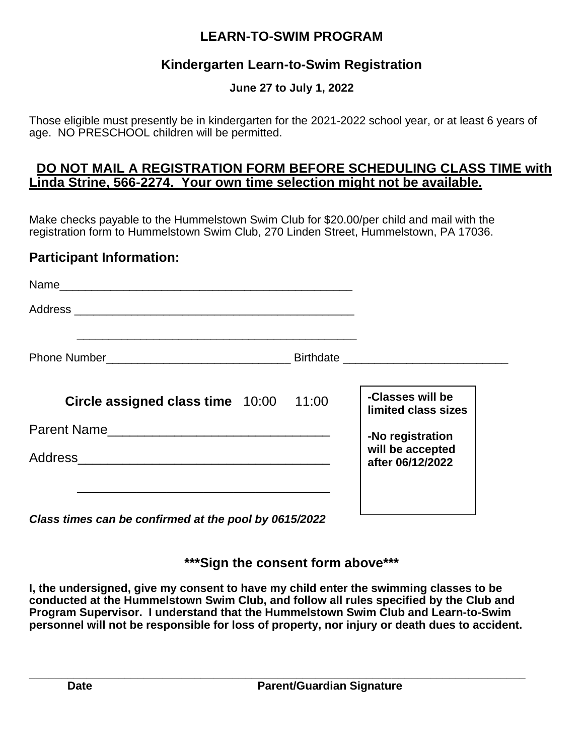# LEARN-TO-SWIM PROGRAM

## Kindergarten Learn-to-Swim Registration

**June 27 to July 1, 2022**

Those eligible must presently be in kindergarten for the 2021-2022 school year, or at least 6 years of age. NO PRESCHOOL children will be permitted.

**DO NOT MAIL A REGISTRATION FORM BEFORE SCHEDULING CLASS TIME with Linda Strine, 566-2274. Your own time selection might not be available.**

Make checks payable to the Hummelstown Swim Club for $20.00/per child and mail with the registration form to Hummelstown Swim Club, 270 Linden Street, Hummelstown, PA 17036.

### Participant Information:

Name_______________________________________________

Address ____________________________________________

____________________________________________

Phone Number____________________________ Birthdate __________________________

**Circle assigned class time** 10:00 11:00

Parent Name______________________________

Address__________________________________

__________________________________

**-Classes will be limited class sizes**

**-No registration will be accepted after 06/12/2022**

***Class times can be confirmed at the pool by 0615/2022***

**\*\*\*Sign the consent form above\*\*\***

**I, the undersigned, give my consent to have my child enter the swimming classes to be conducted at the Hummelstown Swim Club, and follow all rules specified by the Club and Program Supervisor. I understand that the Hummelstown Swim Club and Learn-to-Swim personnel will not be responsible for loss of property, nor injury or death dues to accident.**

_____________________________________________________________________________

**Date** **Parent/Guardian Signature**